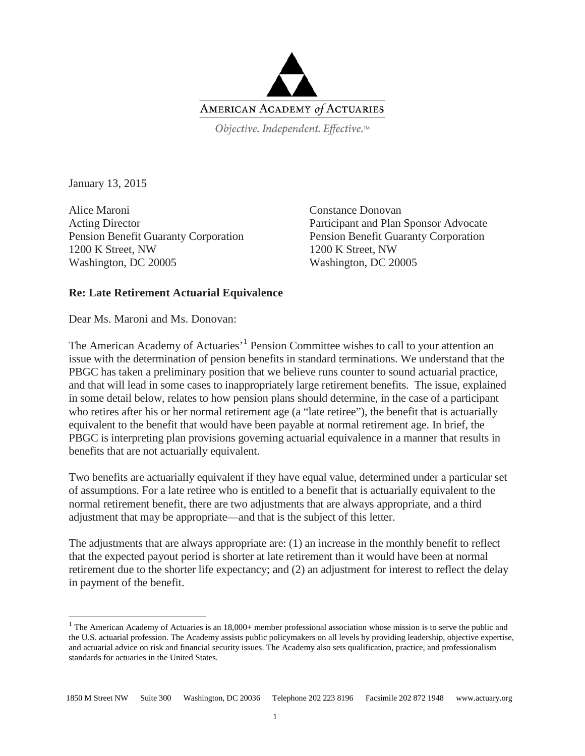AMERICAN ACADEMY *of* ACTUARIES

*Objective. Independent. Effective.*™

January 13, 2015

Alice Maroni
Acting Director
Pension Benefit Guaranty Corporation
1200 K Street, NW
Washington, DC 20005

Constance Donovan
Participant and Plan Sponsor Advocate
Pension Benefit Guaranty Corporation
1200 K Street, NW
Washington, DC 20005

**Re: Late Retirement Actuarial Equivalence**

Dear Ms. Maroni and Ms. Donovan:

The American Academy of Actuaries'[1] Pension Committee wishes to call to your attention an issue with the determination of pension benefits in standard terminations. We understand that the PBGC has taken a preliminary position that we believe runs counter to sound actuarial practice, and that will lead in some cases to inappropriately large retirement benefits. The issue, explained in some detail below, relates to how pension plans should determine, in the case of a participant who retires after his or her normal retirement age (a "late retiree"), the benefit that is actuarially equivalent to the benefit that would have been payable at normal retirement age. In brief, the PBGC is interpreting plan provisions governing actuarial equivalence in a manner that results in benefits that are not actuarially equivalent.

Two benefits are actuarially equivalent if they have equal value, determined under a particular set of assumptions. For a late retiree who is entitled to a benefit that is actuarially equivalent to the normal retirement benefit, there are two adjustments that are always appropriate, and a third adjustment that may be appropriate—and that is the subject of this letter.

The adjustments that are always appropriate are: (1) an increase in the monthly benefit to reflect that the expected payout period is shorter at late retirement than it would have been at normal retirement due to the shorter life expectancy; and (2) an adjustment for interest to reflect the delay in payment of the benefit.

[1] The American Academy of Actuaries is an 18,000+ member professional association whose mission is to serve the public and the U.S. actuarial profession. The Academy assists public policymakers on all levels by providing leadership, objective expertise, and actuarial advice on risk and financial security issues. The Academy also sets qualification, practice, and professionalism standards for actuaries in the United States.

1850 M Street NW Suite 300 Washington, DC 20036 Telephone 202 223 8196 Facsimile 202 872 1948 www.actuary.org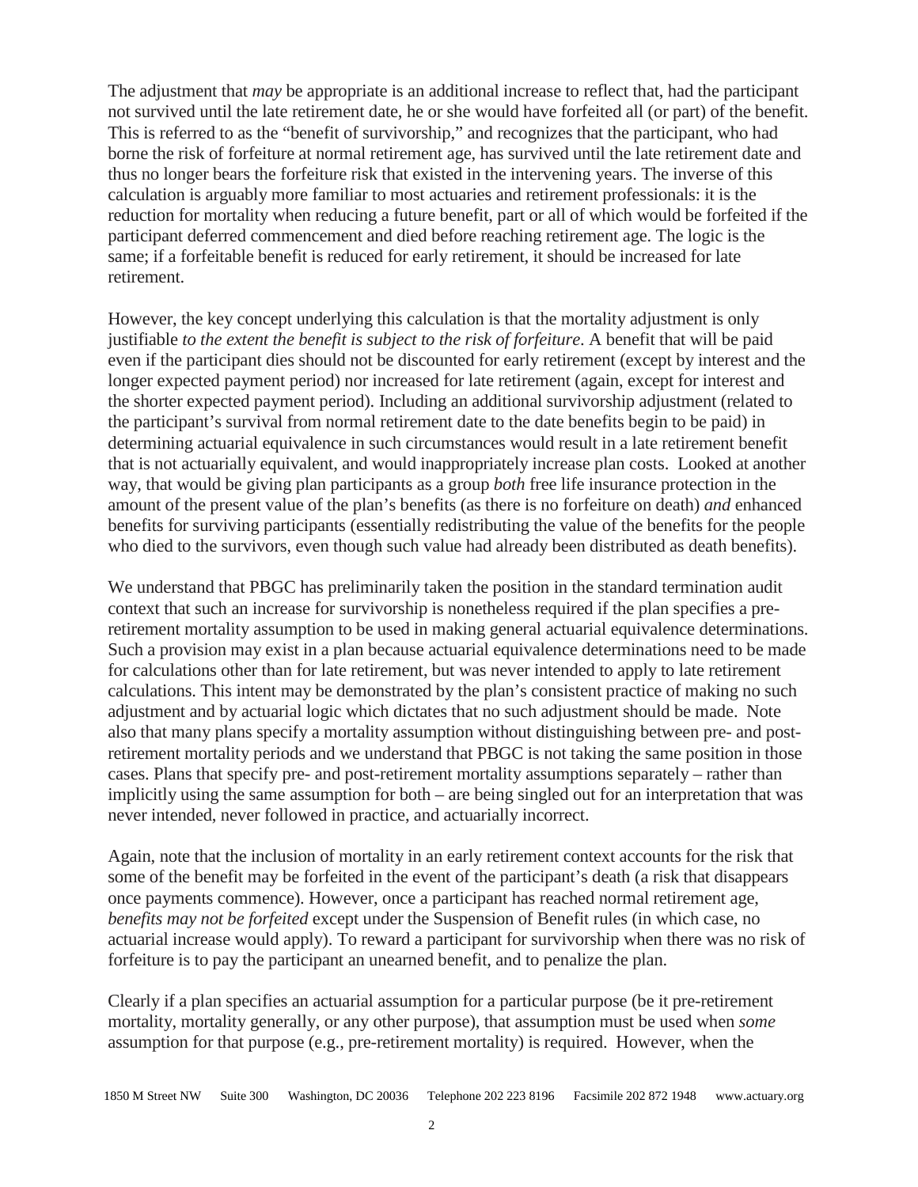The adjustment that *may* be appropriate is an additional increase to reflect that, had the participant not survived until the late retirement date, he or she would have forfeited all (or part) of the benefit. This is referred to as the "benefit of survivorship," and recognizes that the participant, who had borne the risk of forfeiture at normal retirement age, has survived until the late retirement date and thus no longer bears the forfeiture risk that existed in the intervening years. The inverse of this calculation is arguably more familiar to most actuaries and retirement professionals: it is the reduction for mortality when reducing a future benefit, part or all of which would be forfeited if the participant deferred commencement and died before reaching retirement age. The logic is the same; if a forfeitable benefit is reduced for early retirement, it should be increased for late retirement.

However, the key concept underlying this calculation is that the mortality adjustment is only justifiable *to the extent the benefit is subject to the risk of forfeiture*. A benefit that will be paid even if the participant dies should not be discounted for early retirement (except by interest and the longer expected payment period) nor increased for late retirement (again, except for interest and the shorter expected payment period). Including an additional survivorship adjustment (related to the participant's survival from normal retirement date to the date benefits begin to be paid) in determining actuarial equivalence in such circumstances would result in a late retirement benefit that is not actuarially equivalent, and would inappropriately increase plan costs. Looked at another way, that would be giving plan participants as a group *both* free life insurance protection in the amount of the present value of the plan's benefits (as there is no forfeiture on death) *and* enhanced benefits for surviving participants (essentially redistributing the value of the benefits for the people who died to the survivors, even though such value had already been distributed as death benefits).

We understand that PBGC has preliminarily taken the position in the standard termination audit context that such an increase for survivorship is nonetheless required if the plan specifies a pre-retirement mortality assumption to be used in making general actuarial equivalence determinations. Such a provision may exist in a plan because actuarial equivalence determinations need to be made for calculations other than for late retirement, but was never intended to apply to late retirement calculations. This intent may be demonstrated by the plan's consistent practice of making no such adjustment and by actuarial logic which dictates that no such adjustment should be made. Note also that many plans specify a mortality assumption without distinguishing between pre- and post-retirement mortality periods and we understand that PBGC is not taking the same position in those cases. Plans that specify pre- and post-retirement mortality assumptions separately – rather than implicitly using the same assumption for both – are being singled out for an interpretation that was never intended, never followed in practice, and actuarially incorrect.

Again, note that the inclusion of mortality in an early retirement context accounts for the risk that some of the benefit may be forfeited in the event of the participant's death (a risk that disappears once payments commence). However, once a participant has reached normal retirement age, *benefits may not be forfeited* except under the Suspension of Benefit rules (in which case, no actuarial increase would apply). To reward a participant for survivorship when there was no risk of forfeiture is to pay the participant an unearned benefit, and to penalize the plan.

Clearly if a plan specifies an actuarial assumption for a particular purpose (be it pre-retirement mortality, mortality generally, or any other purpose), that assumption must be used when *some* assumption for that purpose (e.g., pre-retirement mortality) is required. However, when the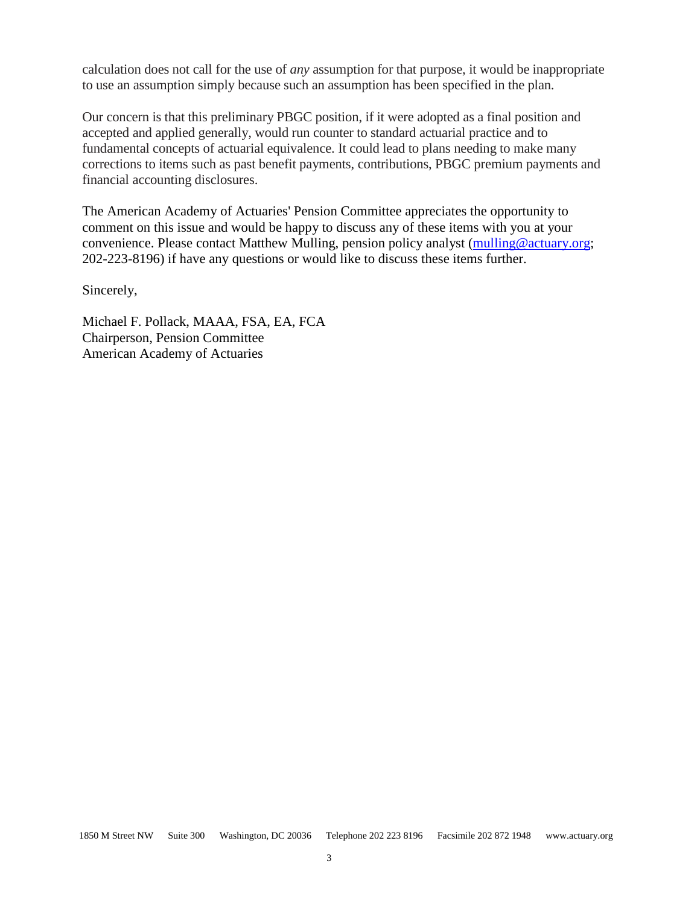calculation does not call for the use of *any* assumption for that purpose, it would be inappropriate to use an assumption simply because such an assumption has been specified in the plan.

Our concern is that this preliminary PBGC position, if it were adopted as a final position and accepted and applied generally, would run counter to standard actuarial practice and to fundamental concepts of actuarial equivalence. It could lead to plans needing to make many corrections to items such as past benefit payments, contributions, PBGC premium payments and financial accounting disclosures.

The American Academy of Actuaries' Pension Committee appreciates the opportunity to comment on this issue and would be happy to discuss any of these items with you at your convenience. Please contact Matthew Mulling, pension policy analyst (mulling@actuary.org; 202-223-8196) if have any questions or would like to discuss these items further.

Sincerely,

Michael F. Pollack, MAAA, FSA, EA, FCA
Chairperson, Pension Committee
American Academy of Actuaries

1850 M Street NW Suite 300 Washington, DC 20036 Telephone 202 223 8196 Facsimile 202 872 1948 www.actuary.org